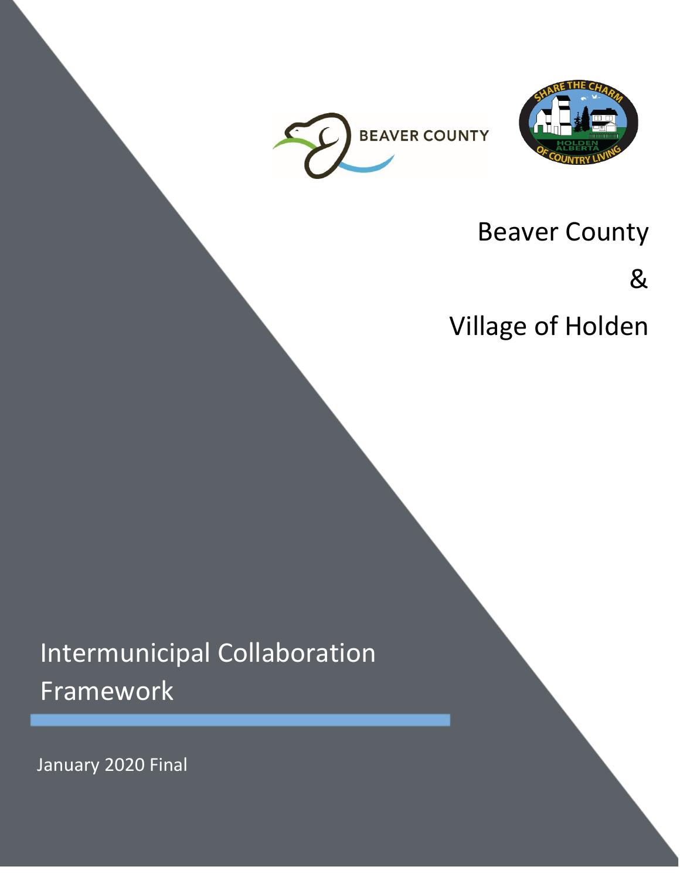Beaver County

&

Village of Holden

# Intermunicipal Collaboration Framework

January 2020 Final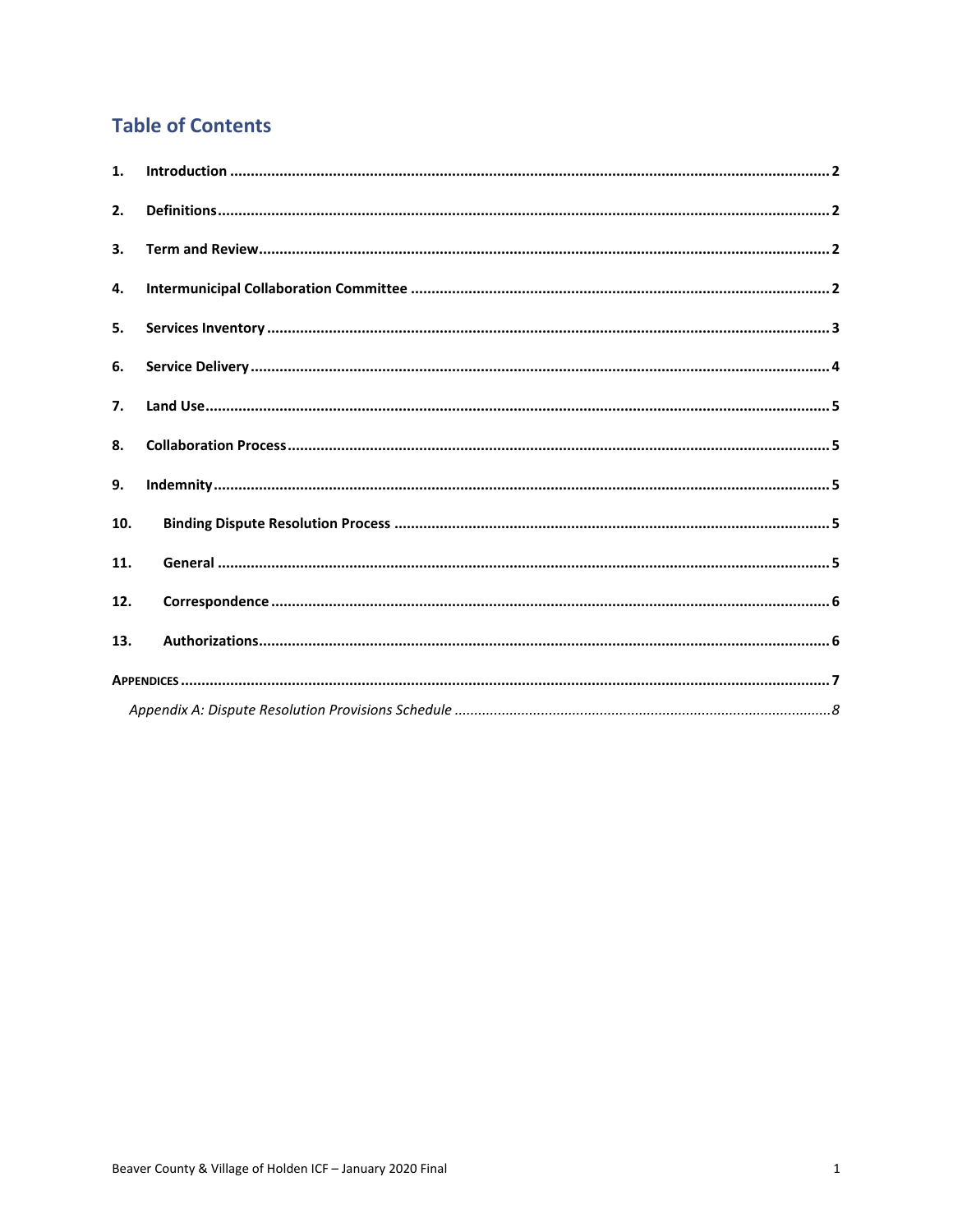## Table of Contents

1. **Introduction** ............ 2
2. **Definitions** ............ 2
3. **Term and Review** ............ 2
4. **Intermunicipal Collaboration Committee** ............ 2
5. **Services Inventory** ............ 3
6. **Service Delivery** ............ 4
7. **Land Use** ............ 5
8. **Collaboration Process** ............ 5
9. **Indemnity** ............ 5
10. **Binding Dispute Resolution Process** ............ 5
11. **General** ............ 5
12. **Correspondence** ............ 6
13. **Authorizations** ............ 6

**Appendices** ............ 7

*Appendix A: Dispute Resolution Provisions Schedule* ............ 8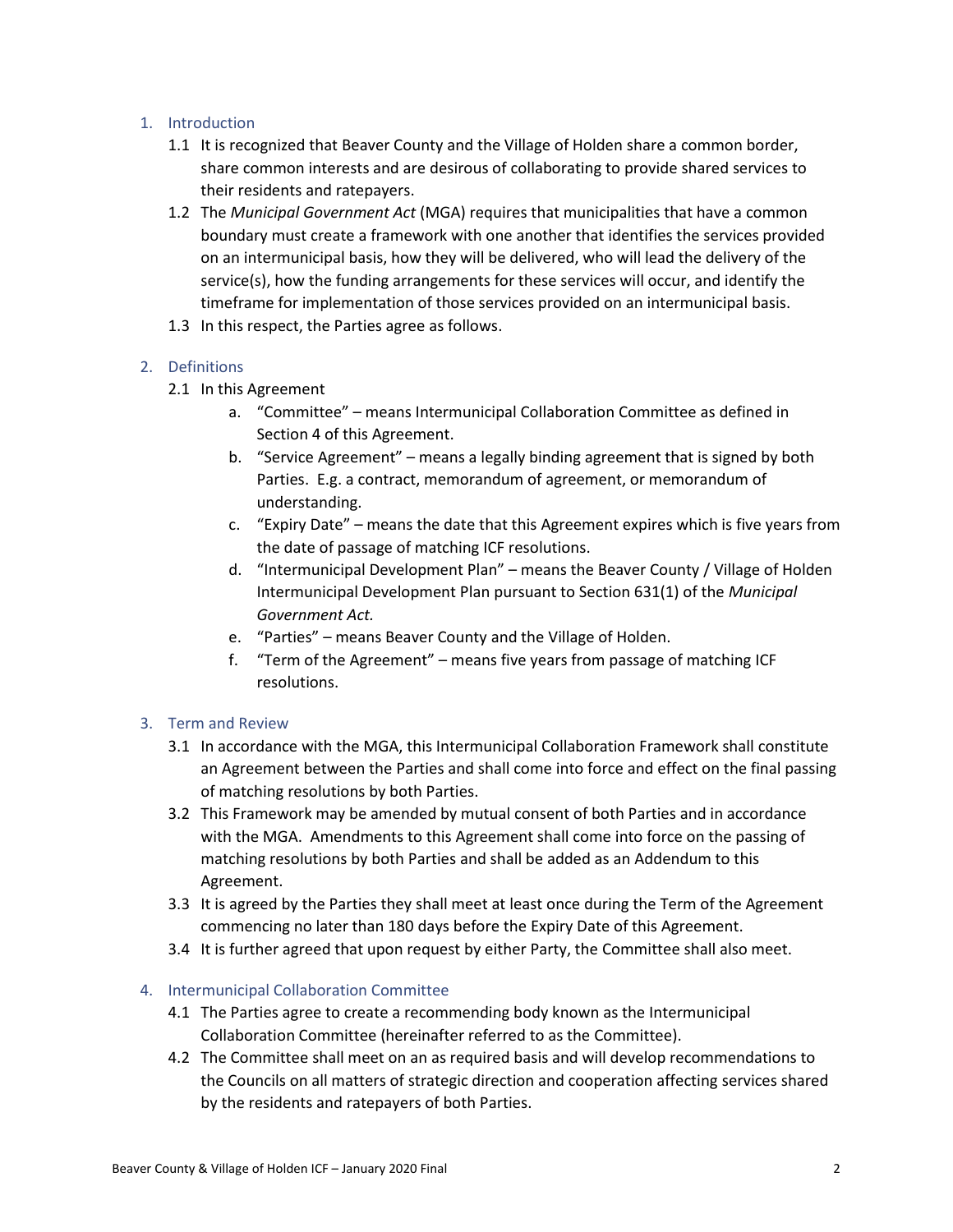## 1. Introduction

1.1 It is recognized that Beaver County and the Village of Holden share a common border, share common interests and are desirous of collaborating to provide shared services to their residents and ratepayers.

1.2 The *Municipal Government Act* (MGA) requires that municipalities that have a common boundary must create a framework with one another that identifies the services provided on an intermunicipal basis, how they will be delivered, who will lead the delivery of the service(s), how the funding arrangements for these services will occur, and identify the timeframe for implementation of those services provided on an intermunicipal basis.

1.3 In this respect, the Parties agree as follows.

## 2. Definitions

2.1 In this Agreement

a. "Committee" – means Intermunicipal Collaboration Committee as defined in Section 4 of this Agreement.

b. "Service Agreement" – means a legally binding agreement that is signed by both Parties. E.g. a contract, memorandum of agreement, or memorandum of understanding.

c. "Expiry Date" – means the date that this Agreement expires which is five years from the date of passage of matching ICF resolutions.

d. "Intermunicipal Development Plan" – means the Beaver County / Village of Holden Intermunicipal Development Plan pursuant to Section 631(1) of the *Municipal Government Act.*

e. "Parties" – means Beaver County and the Village of Holden.

f. "Term of the Agreement" – means five years from passage of matching ICF resolutions.

## 3. Term and Review

3.1 In accordance with the MGA, this Intermunicipal Collaboration Framework shall constitute an Agreement between the Parties and shall come into force and effect on the final passing of matching resolutions by both Parties.

3.2 This Framework may be amended by mutual consent of both Parties and in accordance with the MGA. Amendments to this Agreement shall come into force on the passing of matching resolutions by both Parties and shall be added as an Addendum to this Agreement.

3.3 It is agreed by the Parties they shall meet at least once during the Term of the Agreement commencing no later than 180 days before the Expiry Date of this Agreement.

3.4 It is further agreed that upon request by either Party, the Committee shall also meet.

## 4. Intermunicipal Collaboration Committee

4.1 The Parties agree to create a recommending body known as the Intermunicipal Collaboration Committee (hereinafter referred to as the Committee).

4.2 The Committee shall meet on an as required basis and will develop recommendations to the Councils on all matters of strategic direction and cooperation affecting services shared by the residents and ratepayers of both Parties.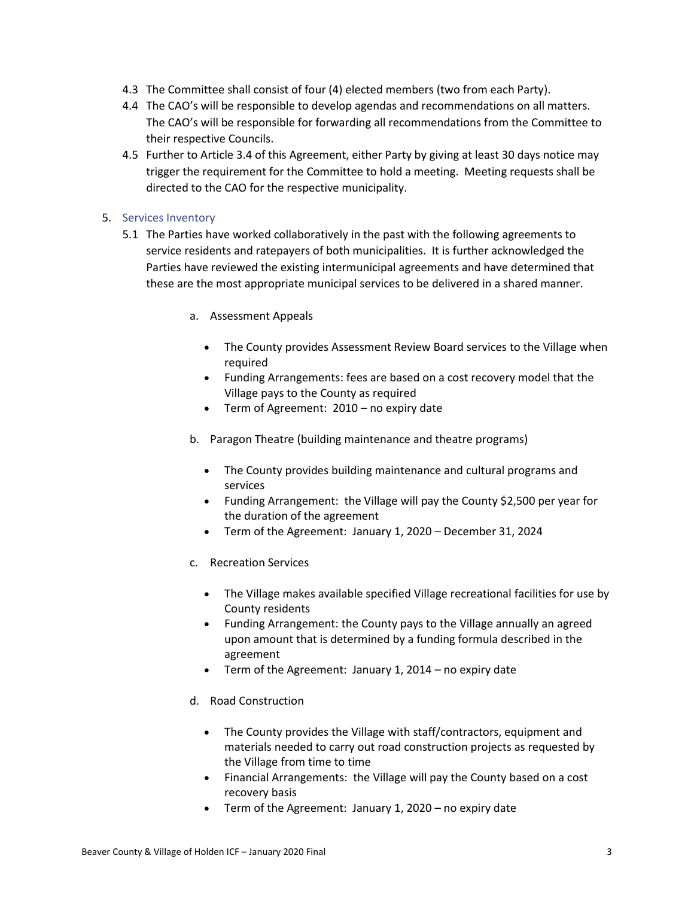4.3 The Committee shall consist of four (4) elected members (two from each Party).

4.4 The CAO's will be responsible to develop agendas and recommendations on all matters. The CAO's will be responsible for forwarding all recommendations from the Committee to their respective Councils.

4.5 Further to Article 3.4 of this Agreement, either Party by giving at least 30 days notice may trigger the requirement for the Committee to hold a meeting. Meeting requests shall be directed to the CAO for the respective municipality.

## 5. Services Inventory

5.1 The Parties have worked collaboratively in the past with the following agreements to service residents and ratepayers of both municipalities. It is further acknowledged the Parties have reviewed the existing intermunicipal agreements and have determined that these are the most appropriate municipal services to be delivered in a shared manner.

a. Assessment Appeals

- The County provides Assessment Review Board services to the Village when required
- Funding Arrangements: fees are based on a cost recovery model that the Village pays to the County as required
- Term of Agreement: 2010 – no expiry date

b. Paragon Theatre (building maintenance and theatre programs)

- The County provides building maintenance and cultural programs and services
- Funding Arrangement: the Village will pay the County $2,500 per year for the duration of the agreement
- Term of the Agreement: January 1, 2020 – December 31, 2024

c. Recreation Services

- The Village makes available specified Village recreational facilities for use by County residents
- Funding Arrangement: the County pays to the Village annually an agreed upon amount that is determined by a funding formula described in the agreement
- Term of the Agreement: January 1, 2014 – no expiry date

d. Road Construction

- The County provides the Village with staff/contractors, equipment and materials needed to carry out road construction projects as requested by the Village from time to time
- Financial Arrangements: the Village will pay the County based on a cost recovery basis
- Term of the Agreement: January 1, 2020 – no expiry date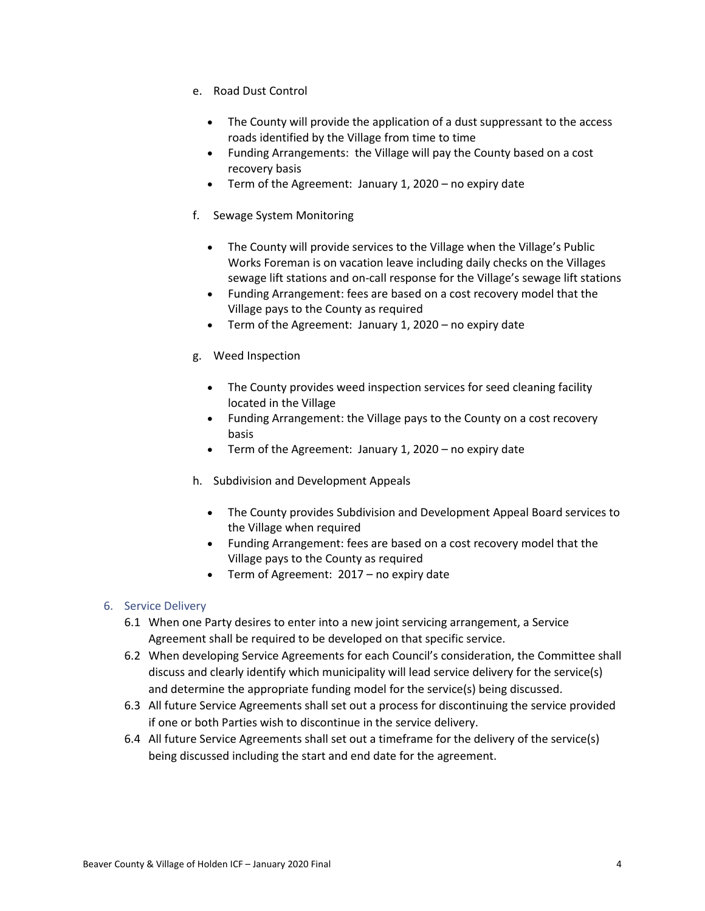e. Road Dust Control

- The County will provide the application of a dust suppressant to the access roads identified by the Village from time to time
- Funding Arrangements: the Village will pay the County based on a cost recovery basis
- Term of the Agreement: January 1, 2020 – no expiry date

f. Sewage System Monitoring

- The County will provide services to the Village when the Village's Public Works Foreman is on vacation leave including daily checks on the Villages sewage lift stations and on-call response for the Village's sewage lift stations
- Funding Arrangement: fees are based on a cost recovery model that the Village pays to the County as required
- Term of the Agreement: January 1, 2020 – no expiry date

g. Weed Inspection

- The County provides weed inspection services for seed cleaning facility located in the Village
- Funding Arrangement: the Village pays to the County on a cost recovery basis
- Term of the Agreement: January 1, 2020 – no expiry date

h. Subdivision and Development Appeals

- The County provides Subdivision and Development Appeal Board services to the Village when required
- Funding Arrangement: fees are based on a cost recovery model that the Village pays to the County as required
- Term of Agreement: 2017 – no expiry date

## 6. Service Delivery

6.1 When one Party desires to enter into a new joint servicing arrangement, a Service Agreement shall be required to be developed on that specific service.

6.2 When developing Service Agreements for each Council's consideration, the Committee shall discuss and clearly identify which municipality will lead service delivery for the service(s) and determine the appropriate funding model for the service(s) being discussed.

6.3 All future Service Agreements shall set out a process for discontinuing the service provided if one or both Parties wish to discontinue in the service delivery.

6.4 All future Service Agreements shall set out a timeframe for the delivery of the service(s) being discussed including the start and end date for the agreement.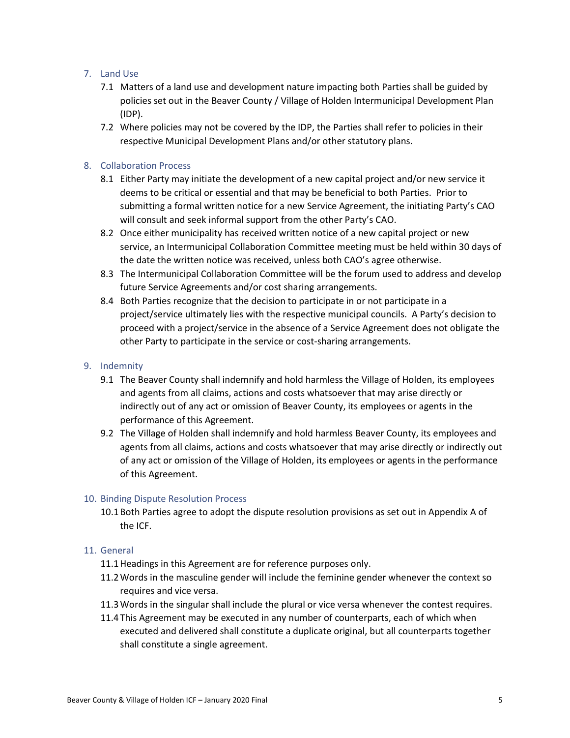## 7. Land Use

7.1 Matters of a land use and development nature impacting both Parties shall be guided by policies set out in the Beaver County / Village of Holden Intermunicipal Development Plan (IDP).

7.2 Where policies may not be covered by the IDP, the Parties shall refer to policies in their respective Municipal Development Plans and/or other statutory plans.

## 8. Collaboration Process

8.1 Either Party may initiate the development of a new capital project and/or new service it deems to be critical or essential and that may be beneficial to both Parties. Prior to submitting a formal written notice for a new Service Agreement, the initiating Party's CAO will consult and seek informal support from the other Party's CAO.

8.2 Once either municipality has received written notice of a new capital project or new service, an Intermunicipal Collaboration Committee meeting must be held within 30 days of the date the written notice was received, unless both CAO's agree otherwise.

8.3 The Intermunicipal Collaboration Committee will be the forum used to address and develop future Service Agreements and/or cost sharing arrangements.

8.4 Both Parties recognize that the decision to participate in or not participate in a project/service ultimately lies with the respective municipal councils. A Party's decision to proceed with a project/service in the absence of a Service Agreement does not obligate the other Party to participate in the service or cost-sharing arrangements.

## 9. Indemnity

9.1 The Beaver County shall indemnify and hold harmless the Village of Holden, its employees and agents from all claims, actions and costs whatsoever that may arise directly or indirectly out of any act or omission of Beaver County, its employees or agents in the performance of this Agreement.

9.2 The Village of Holden shall indemnify and hold harmless Beaver County, its employees and agents from all claims, actions and costs whatsoever that may arise directly or indirectly out of any act or omission of the Village of Holden, its employees or agents in the performance of this Agreement.

## 10. Binding Dispute Resolution Process

10.1 Both Parties agree to adopt the dispute resolution provisions as set out in Appendix A of the ICF.

## 11. General

11.1 Headings in this Agreement are for reference purposes only.

11.2 Words in the masculine gender will include the feminine gender whenever the context so requires and vice versa.

11.3 Words in the singular shall include the plural or vice versa whenever the contest requires.

11.4 This Agreement may be executed in any number of counterparts, each of which when executed and delivered shall constitute a duplicate original, but all counterparts together shall constitute a single agreement.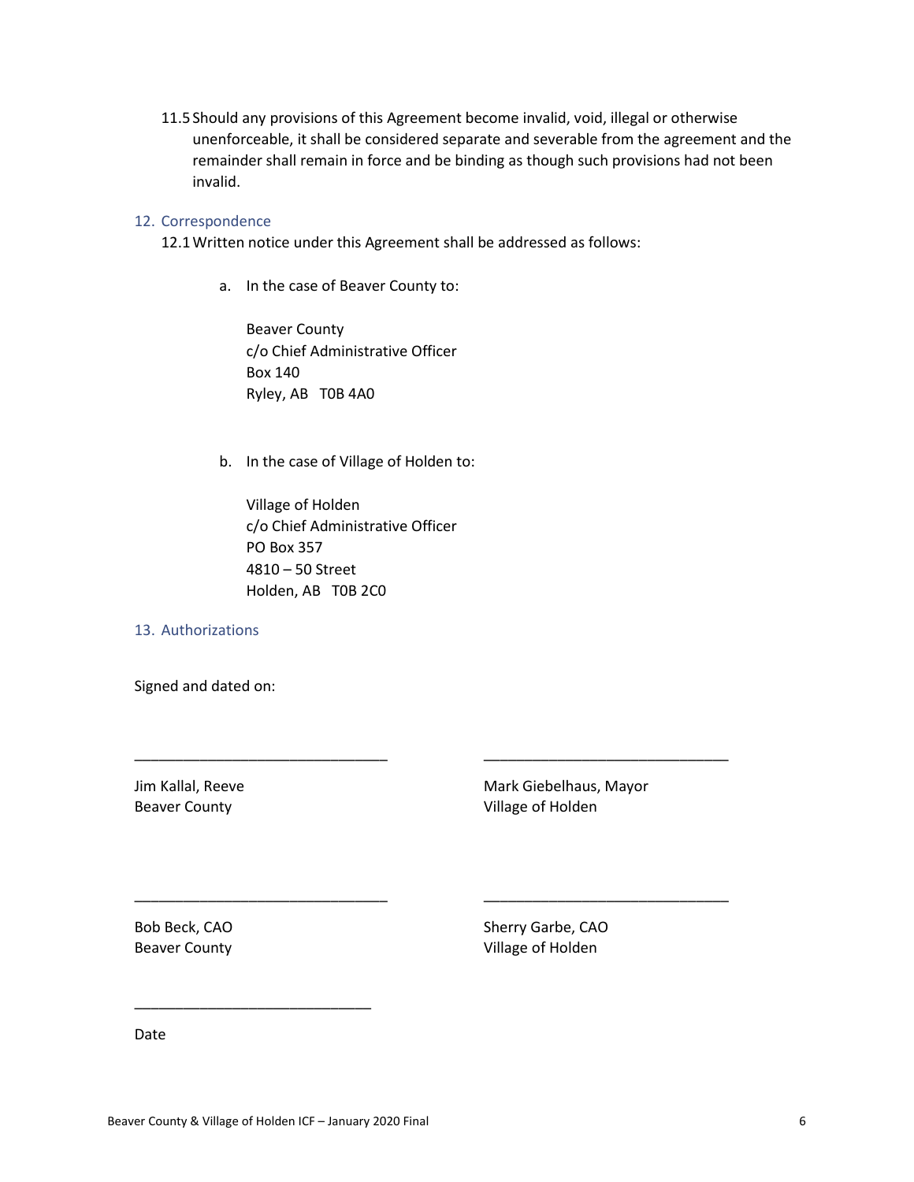11.5 Should any provisions of this Agreement become invalid, void, illegal or otherwise unenforceable, it shall be considered separate and severable from the agreement and the remainder shall remain in force and be binding as though such provisions had not been invalid.

## 12. Correspondence

12.1 Written notice under this Agreement shall be addressed as follows:

a. In the case of Beaver County to:

Beaver County
c/o Chief Administrative Officer
Box 140
Ryley, AB T0B 4A0

b. In the case of Village of Holden to:

Village of Holden
c/o Chief Administrative Officer
PO Box 357
4810 – 50 Street
Holden, AB T0B 2C0

## 13. Authorizations

Signed and dated on:

_______________________________

Jim Kallal, Reeve
Beaver County

_______________________________

Mark Giebelhaus, Mayor
Village of Holden

_______________________________

Bob Beck, CAO
Beaver County

_______________________________

Sherry Garbe, CAO
Village of Holden

_____________________________

Date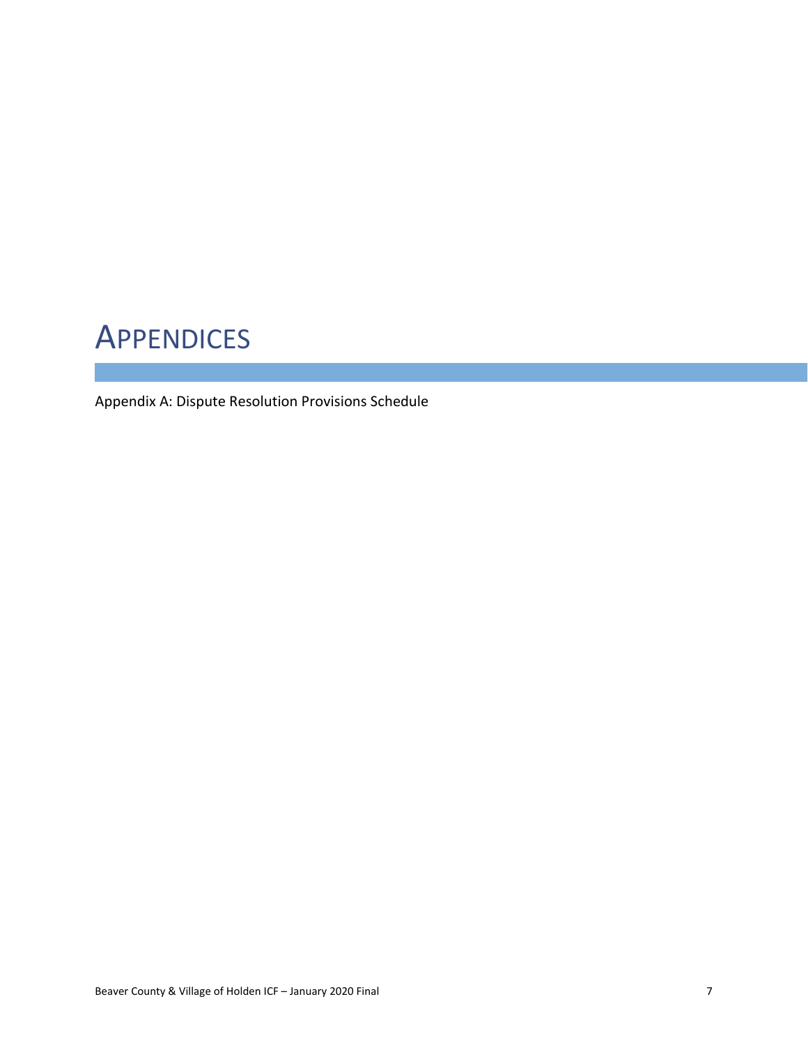# APPENDICES

Appendix A: Dispute Resolution Provisions Schedule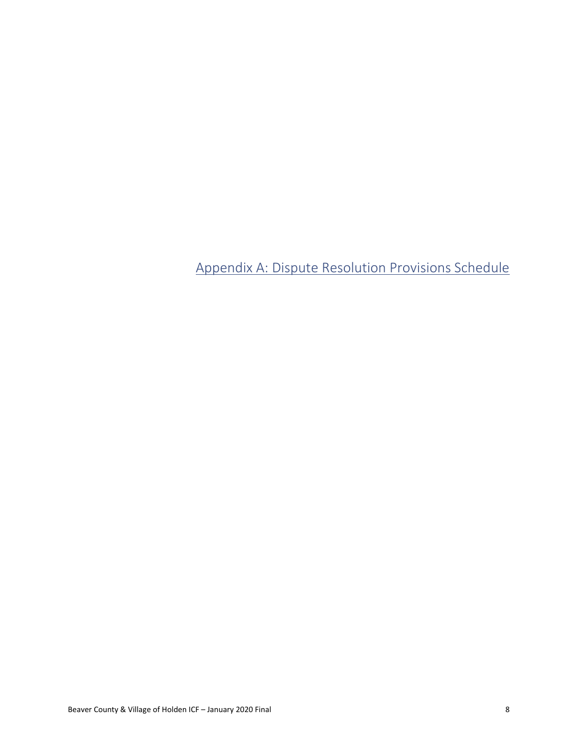# Appendix A: Dispute Resolution Provisions Schedule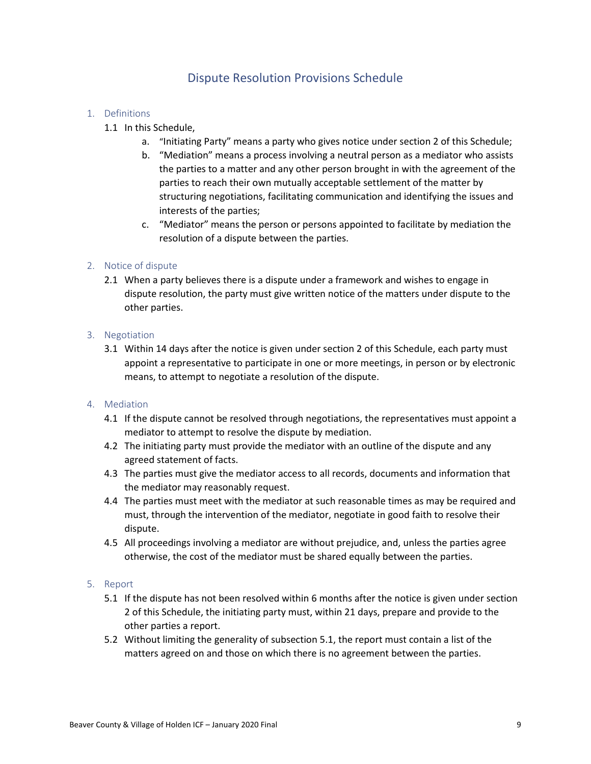# Dispute Resolution Provisions Schedule

## 1. Definitions

1.1 In this Schedule,

a. "Initiating Party" means a party who gives notice under section 2 of this Schedule;

b. "Mediation" means a process involving a neutral person as a mediator who assists the parties to a matter and any other person brought in with the agreement of the parties to reach their own mutually acceptable settlement of the matter by structuring negotiations, facilitating communication and identifying the issues and interests of the parties;

c. "Mediator" means the person or persons appointed to facilitate by mediation the resolution of a dispute between the parties.

## 2. Notice of dispute

2.1 When a party believes there is a dispute under a framework and wishes to engage in dispute resolution, the party must give written notice of the matters under dispute to the other parties.

## 3. Negotiation

3.1 Within 14 days after the notice is given under section 2 of this Schedule, each party must appoint a representative to participate in one or more meetings, in person or by electronic means, to attempt to negotiate a resolution of the dispute.

## 4. Mediation

4.1 If the dispute cannot be resolved through negotiations, the representatives must appoint a mediator to attempt to resolve the dispute by mediation.

4.2 The initiating party must provide the mediator with an outline of the dispute and any agreed statement of facts.

4.3 The parties must give the mediator access to all records, documents and information that the mediator may reasonably request.

4.4 The parties must meet with the mediator at such reasonable times as may be required and must, through the intervention of the mediator, negotiate in good faith to resolve their dispute.

4.5 All proceedings involving a mediator are without prejudice, and, unless the parties agree otherwise, the cost of the mediator must be shared equally between the parties.

## 5. Report

5.1 If the dispute has not been resolved within 6 months after the notice is given under section 2 of this Schedule, the initiating party must, within 21 days, prepare and provide to the other parties a report.

5.2 Without limiting the generality of subsection 5.1, the report must contain a list of the matters agreed on and those on which there is no agreement between the parties.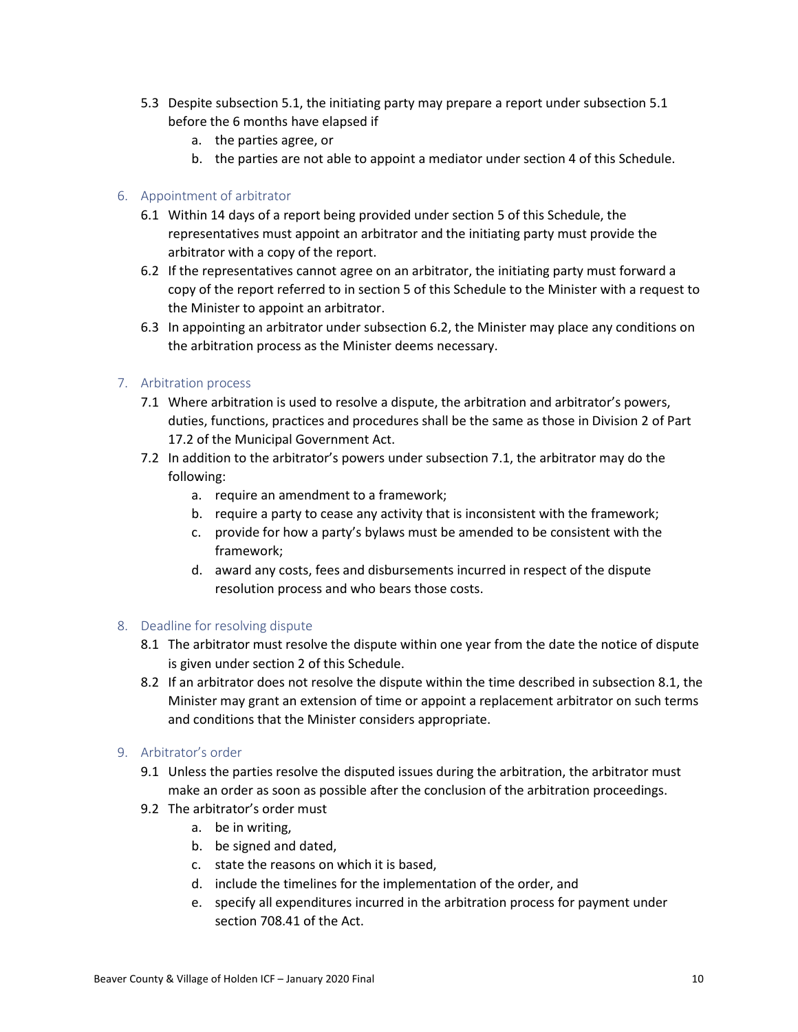5.3 Despite subsection 5.1, the initiating party may prepare a report under subsection 5.1 before the 6 months have elapsed if
   a. the parties agree, or
   b. the parties are not able to appoint a mediator under section 4 of this Schedule.

## 6. Appointment of arbitrator

6.1 Within 14 days of a report being provided under section 5 of this Schedule, the representatives must appoint an arbitrator and the initiating party must provide the arbitrator with a copy of the report.

6.2 If the representatives cannot agree on an arbitrator, the initiating party must forward a copy of the report referred to in section 5 of this Schedule to the Minister with a request to the Minister to appoint an arbitrator.

6.3 In appointing an arbitrator under subsection 6.2, the Minister may place any conditions on the arbitration process as the Minister deems necessary.

## 7. Arbitration process

7.1 Where arbitration is used to resolve a dispute, the arbitration and arbitrator's powers, duties, functions, practices and procedures shall be the same as those in Division 2 of Part 17.2 of the Municipal Government Act.

7.2 In addition to the arbitrator's powers under subsection 7.1, the arbitrator may do the following:
   a. require an amendment to a framework;
   b. require a party to cease any activity that is inconsistent with the framework;
   c. provide for how a party's bylaws must be amended to be consistent with the framework;
   d. award any costs, fees and disbursements incurred in respect of the dispute resolution process and who bears those costs.

## 8. Deadline for resolving dispute

8.1 The arbitrator must resolve the dispute within one year from the date the notice of dispute is given under section 2 of this Schedule.

8.2 If an arbitrator does not resolve the dispute within the time described in subsection 8.1, the Minister may grant an extension of time or appoint a replacement arbitrator on such terms and conditions that the Minister considers appropriate.

## 9. Arbitrator's order

9.1 Unless the parties resolve the disputed issues during the arbitration, the arbitrator must make an order as soon as possible after the conclusion of the arbitration proceedings.

9.2 The arbitrator's order must
   a. be in writing,
   b. be signed and dated,
   c. state the reasons on which it is based,
   d. include the timelines for the implementation of the order, and
   e. specify all expenditures incurred in the arbitration process for payment under section 708.41 of the Act.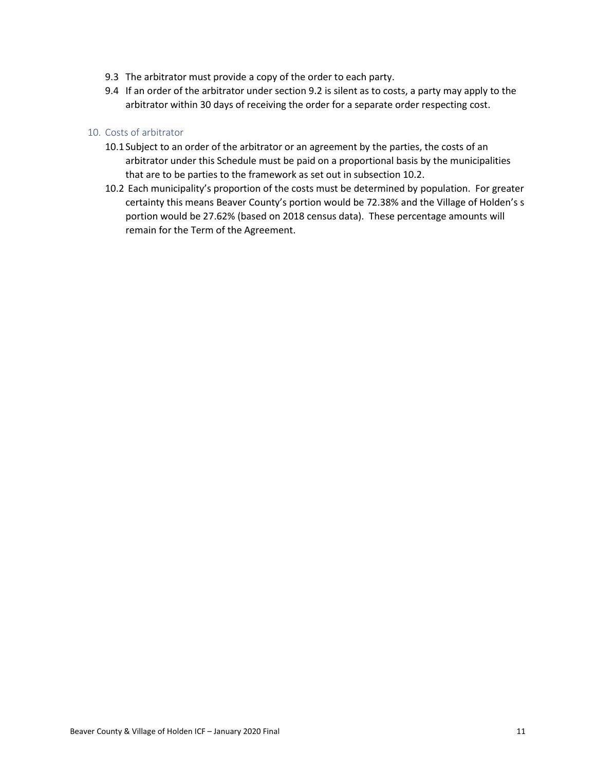9.3 The arbitrator must provide a copy of the order to each party.

9.4 If an order of the arbitrator under section 9.2 is silent as to costs, a party may apply to the arbitrator within 30 days of receiving the order for a separate order respecting cost.

## 10. Costs of arbitrator

10.1 Subject to an order of the arbitrator or an agreement by the parties, the costs of an arbitrator under this Schedule must be paid on a proportional basis by the municipalities that are to be parties to the framework as set out in subsection 10.2.

10.2 Each municipality's proportion of the costs must be determined by population. For greater certainty this means Beaver County's portion would be 72.38% and the Village of Holden's s portion would be 27.62% (based on 2018 census data). These percentage amounts will remain for the Term of the Agreement.